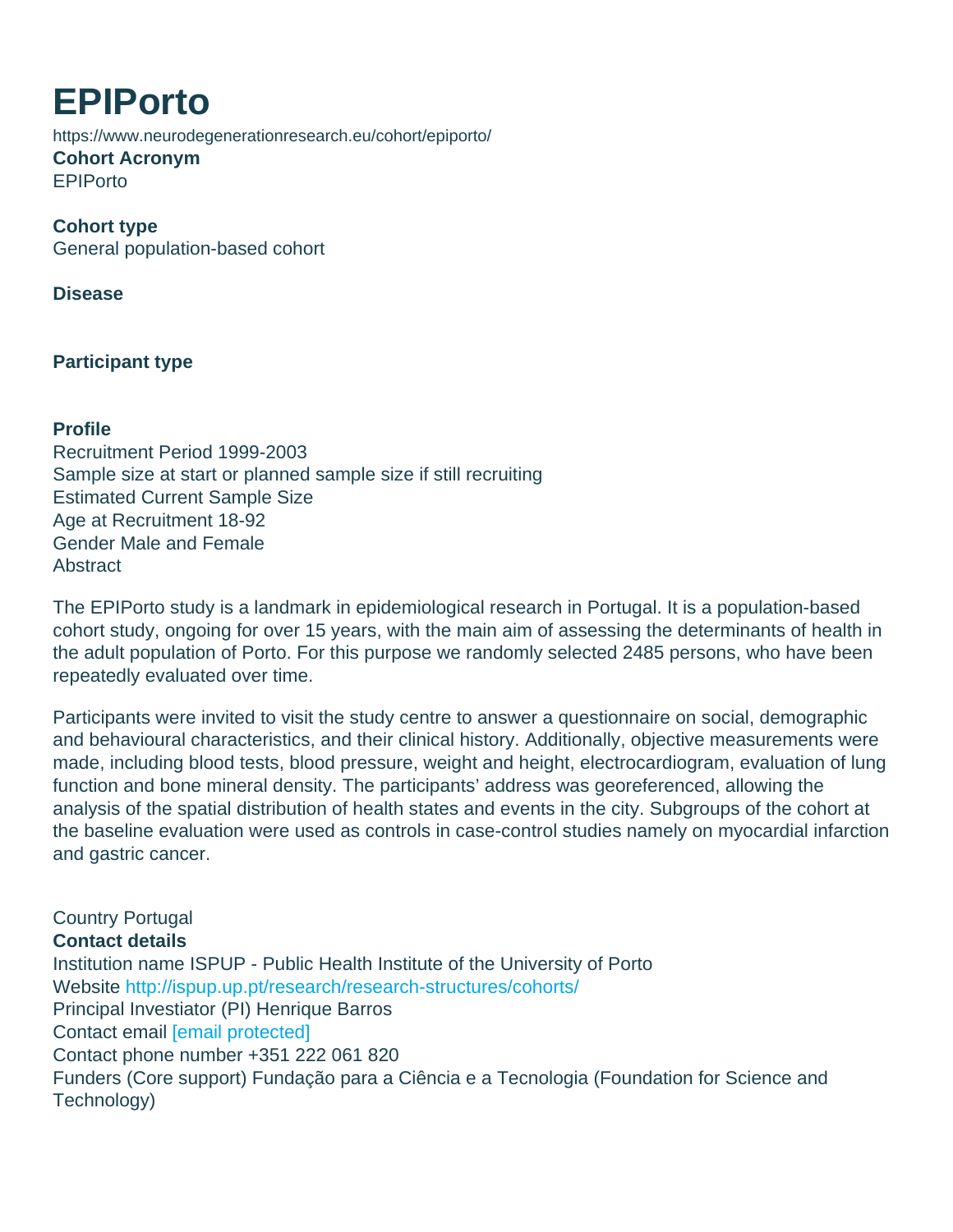# EPIPorto

https://www.neurodegenerationresearch.eu/cohort/epiporto/

**Cohort Acronym**

EPIPorto

**Cohort type**

General population-based cohort

**Disease**

**Participant type**

**Profile**

Recruitment Period 1999-2003
Sample size at start or planned sample size if still recruiting
Estimated Current Sample Size
Age at Recruitment 18-92
Gender Male and Female
Abstract

The EPIPorto study is a landmark in epidemiological research in Portugal. It is a population-based cohort study, ongoing for over 15 years, with the main aim of assessing the determinants of health in the adult population of Porto. For this purpose we randomly selected 2485 persons, who have been repeatedly evaluated over time.

Participants were invited to visit the study centre to answer a questionnaire on social, demographic and behavioural characteristics, and their clinical history. Additionally, objective measurements were made, including blood tests, blood pressure, weight and height, electrocardiogram, evaluation of lung function and bone mineral density. The participants' address was georeferenced, allowing the analysis of the spatial distribution of health states and events in the city. Subgroups of the cohort at the baseline evaluation were used as controls in case-control studies namely on myocardial infarction and gastric cancer.

Country Portugal

**Contact details**

Institution name ISPUP - Public Health Institute of the University of Porto
Website http://ispup.up.pt/research/research-structures/cohorts/
Principal Investiator (PI) Henrique Barros
Contact email [email protected]
Contact phone number +351 222 061 820
Funders (Core support) Fundação para a Ciência e a Tecnologia (Foundation for Science and Technology)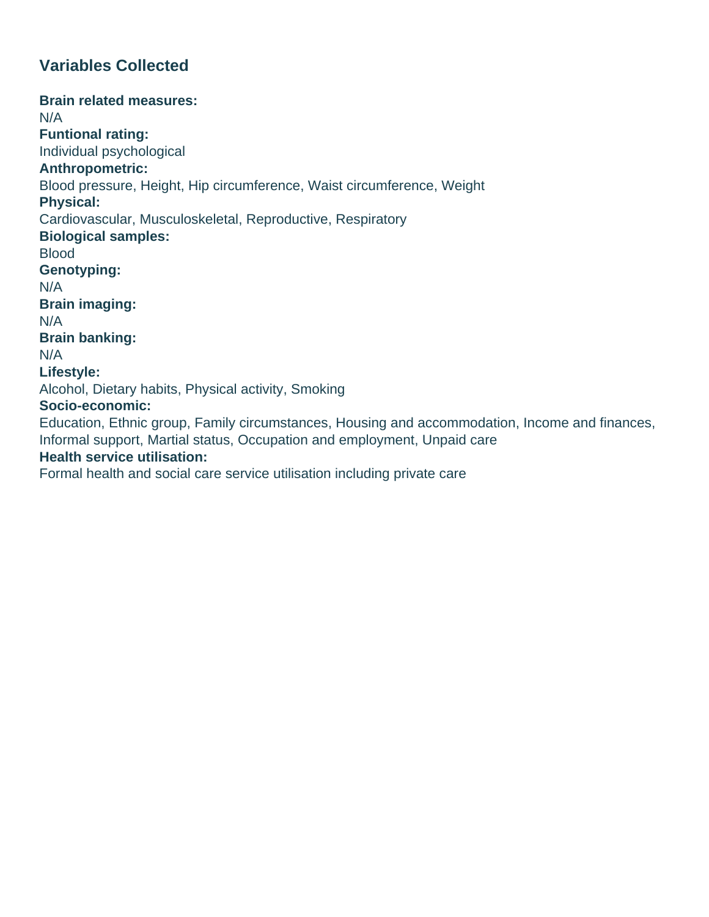## Variables Collected

**Brain related measures:**
N/A

**Funtional rating:**
Individual psychological

**Anthropometric:**
Blood pressure, Height, Hip circumference, Waist circumference, Weight

**Physical:**
Cardiovascular, Musculoskeletal, Reproductive, Respiratory

**Biological samples:**
Blood

**Genotyping:**
N/A

**Brain imaging:**
N/A

**Brain banking:**
N/A

**Lifestyle:**
Alcohol, Dietary habits, Physical activity, Smoking

**Socio-economic:**
Education, Ethnic group, Family circumstances, Housing and accommodation, Income and finances, Informal support, Martial status, Occupation and employment, Unpaid care

**Health service utilisation:**
Formal health and social care service utilisation including private care